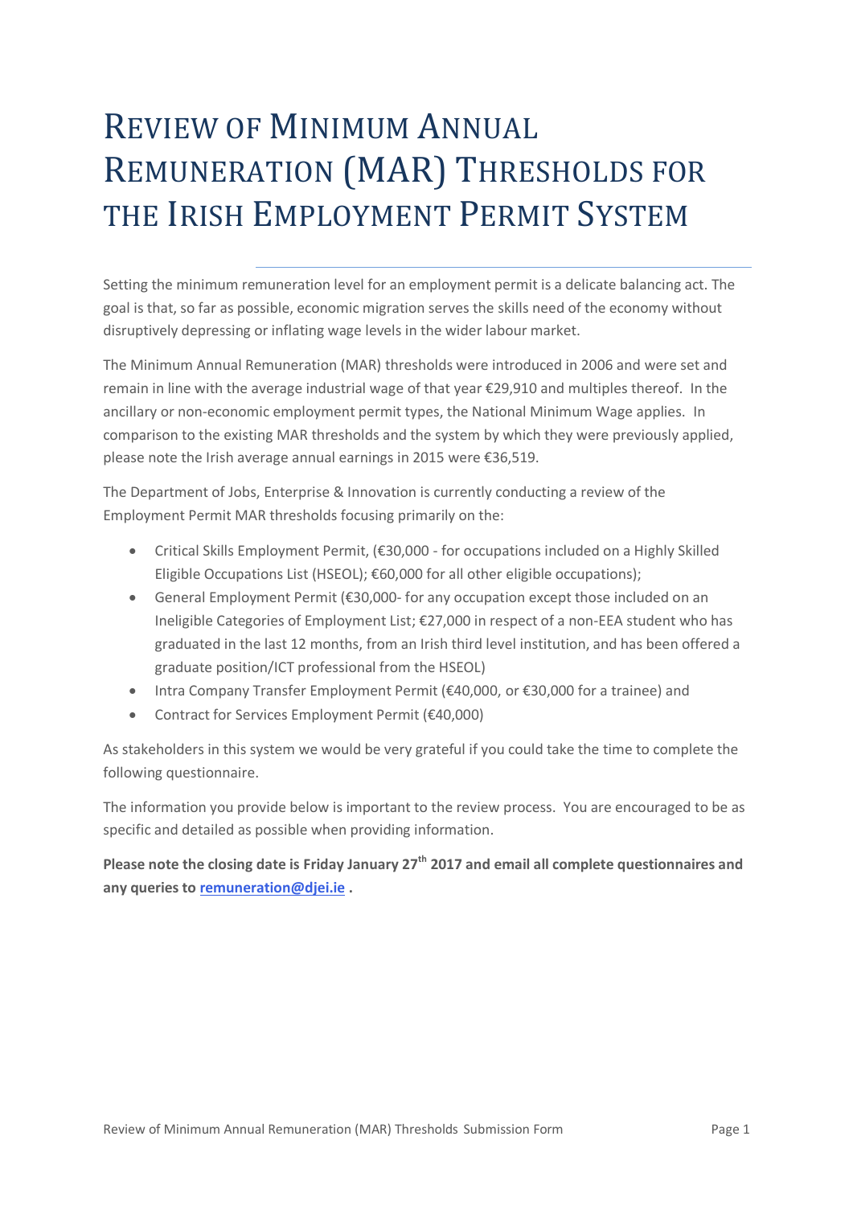# Review of Minimum Annual Remuneration (MAR) Thresholds for the Irish Employment Permit System

Setting the minimum remuneration level for an employment permit is a delicate balancing act. The goal is that, so far as possible, economic migration serves the skills need of the economy without disruptively depressing or inflating wage levels in the wider labour market.

The Minimum Annual Remuneration (MAR) thresholds were introduced in 2006 and were set and remain in line with the average industrial wage of that year €29,910 and multiples thereof. In the ancillary or non-economic employment permit types, the National Minimum Wage applies. In comparison to the existing MAR thresholds and the system by which they were previously applied, please note the Irish average annual earnings in 2015 were €36,519.

The Department of Jobs, Enterprise & Innovation is currently conducting a review of the Employment Permit MAR thresholds focusing primarily on the:

- Critical Skills Employment Permit, (€30,000 - for occupations included on a Highly Skilled Eligible Occupations List (HSEOL); €60,000 for all other eligible occupations);
- General Employment Permit (€30,000- for any occupation except those included on an Ineligible Categories of Employment List; €27,000 in respect of a non-EEA student who has graduated in the last 12 months, from an Irish third level institution, and has been offered a graduate position/ICT professional from the HSEOL)
- Intra Company Transfer Employment Permit (€40,000, or €30,000 for a trainee) and
- Contract for Services Employment Permit (€40,000)

As stakeholders in this system we would be very grateful if you could take the time to complete the following questionnaire.

The information you provide below is important to the review process. You are encouraged to be as specific and detailed as possible when providing information.

**Please note the closing date is Friday January 27th 2017 and email all complete questionnaires and any queries to remuneration@djei.ie .**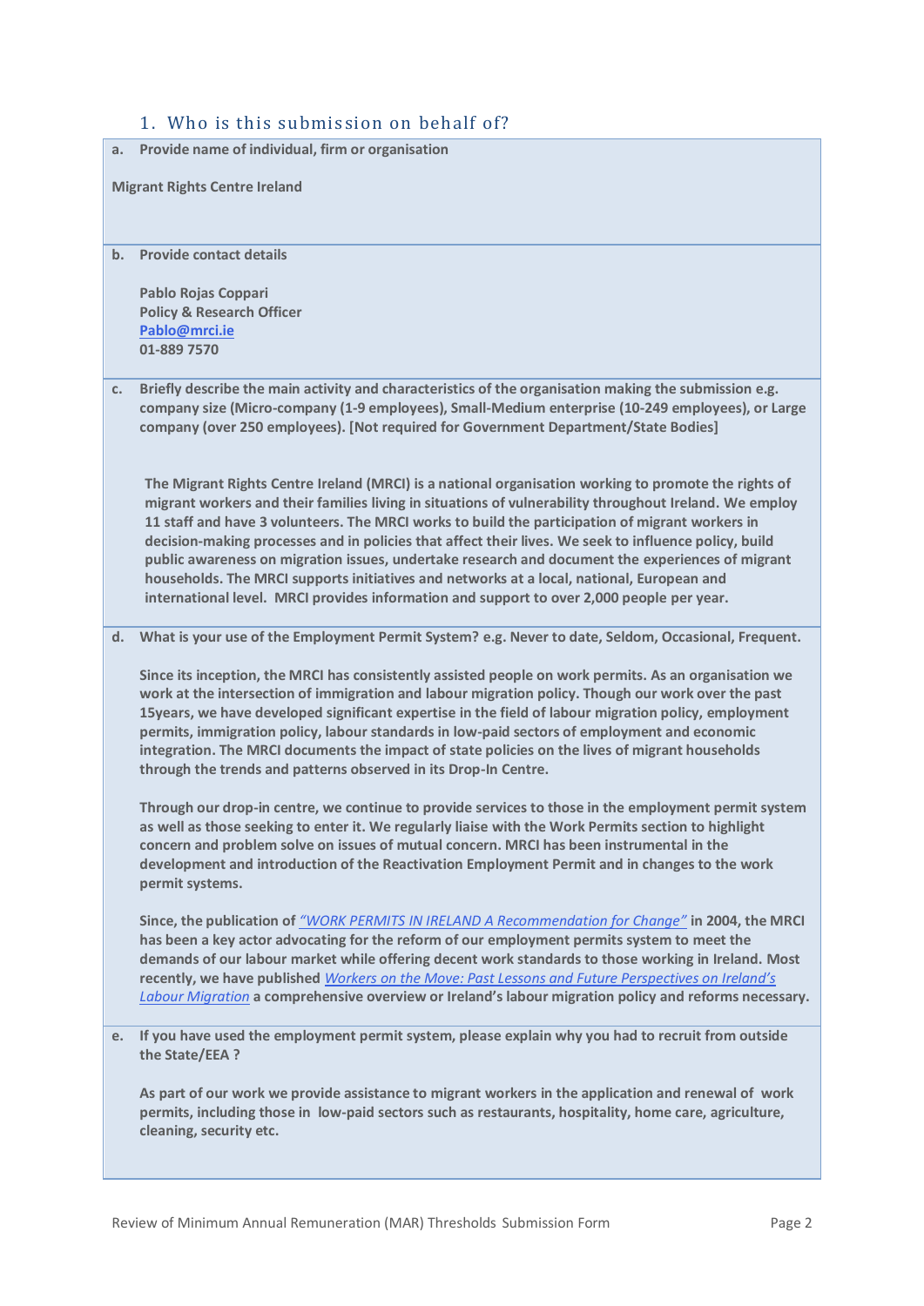## 1. Who is this submission on behalf of?

**a. Provide name of individual, firm or organisation**

**Migrant Rights Centre Ireland**

**b. Provide contact details**

**Pablo Rojas Coppari**
**Policy & Research Officer**
**Pablo@mrci.ie**
**01-889 7570**

**c. Briefly describe the main activity and characteristics of the organisation making the submission e.g. company size (Micro-company (1-9 employees), Small-Medium enterprise (10-249 employees), or Large company (over 250 employees). [Not required for Government Department/State Bodies]**

**The Migrant Rights Centre Ireland (MRCI) is a national organisation working to promote the rights of migrant workers and their families living in situations of vulnerability throughout Ireland. We employ 11 staff and have 3 volunteers. The MRCI works to build the participation of migrant workers in decision-making processes and in policies that affect their lives. We seek to influence policy, build public awareness on migration issues, undertake research and document the experiences of migrant households. The MRCI supports initiatives and networks at a local, national, European and international level. MRCI provides information and support to over 2,000 people per year.**

**d. What is your use of the Employment Permit System? e.g. Never to date, Seldom, Occasional, Frequent.**

**Since its inception, the MRCI has consistently assisted people on work permits. As an organisation we work at the intersection of immigration and labour migration policy. Though our work over the past 15years, we have developed significant expertise in the field of labour migration policy, employment permits, immigration policy, labour standards in low-paid sectors of employment and economic integration. The MRCI documents the impact of state policies on the lives of migrant households through the trends and patterns observed in its Drop-In Centre.**

**Through our drop-in centre, we continue to provide services to those in the employment permit system as well as those seeking to enter it. We regularly liaise with the Work Permits section to highlight concern and problem solve on issues of mutual concern. MRCI has been instrumental in the development and introduction of the Reactivation Employment Permit and in changes to the work permit systems.**

**Since, the publication of** *"WORK PERMITS IN IRELAND A Recommendation for Change"* **in 2004, the MRCI has been a key actor advocating for the reform of our employment permits system to meet the demands of our labour market while offering decent work standards to those working in Ireland. Most recently, we have published** *Workers on the Move: Past Lessons and Future Perspectives on Ireland's Labour Migration* **a comprehensive overview or Ireland's labour migration policy and reforms necessary.**

**e. If you have used the employment permit system, please explain why you had to recruit from outside the State/EEA ?**

**As part of our work we provide assistance to migrant workers in the application and renewal of work permits, including those in low-paid sectors such as restaurants, hospitality, home care, agriculture, cleaning, security etc.**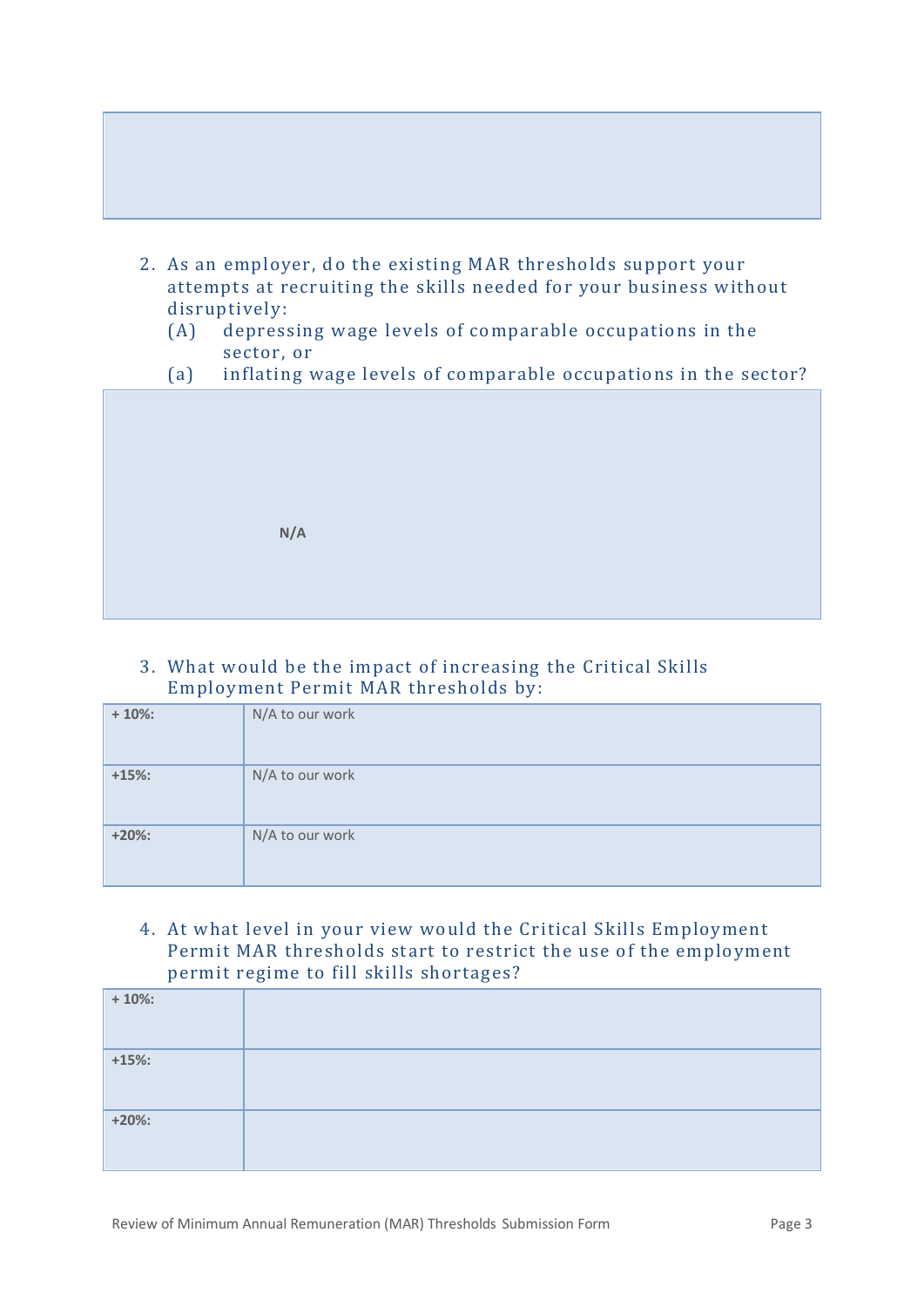2. As an employer, do the existing MAR thresholds support your attempts at recruiting the skills needed for your business without disruptively:
   (A) depressing wage levels of comparable occupations in the sector, or
   (a) inflating wage levels of comparable occupations in the sector?

**N/A**

3. What would be the impact of increasing the Critical Skills Employment Permit MAR thresholds by:

| | |
|---|---|
| **+ 10%:** | N/A to our work |
| **+15%:** | N/A to our work |
| **+20%:** | N/A to our work |

4. At what level in your view would the Critical Skills Employment Permit MAR thresholds start to restrict the use of the employment permit regime to fill skills shortages?

| | |
|---|---|
| **+ 10%:** | |
| **+15%:** | |
| **+20%:** | |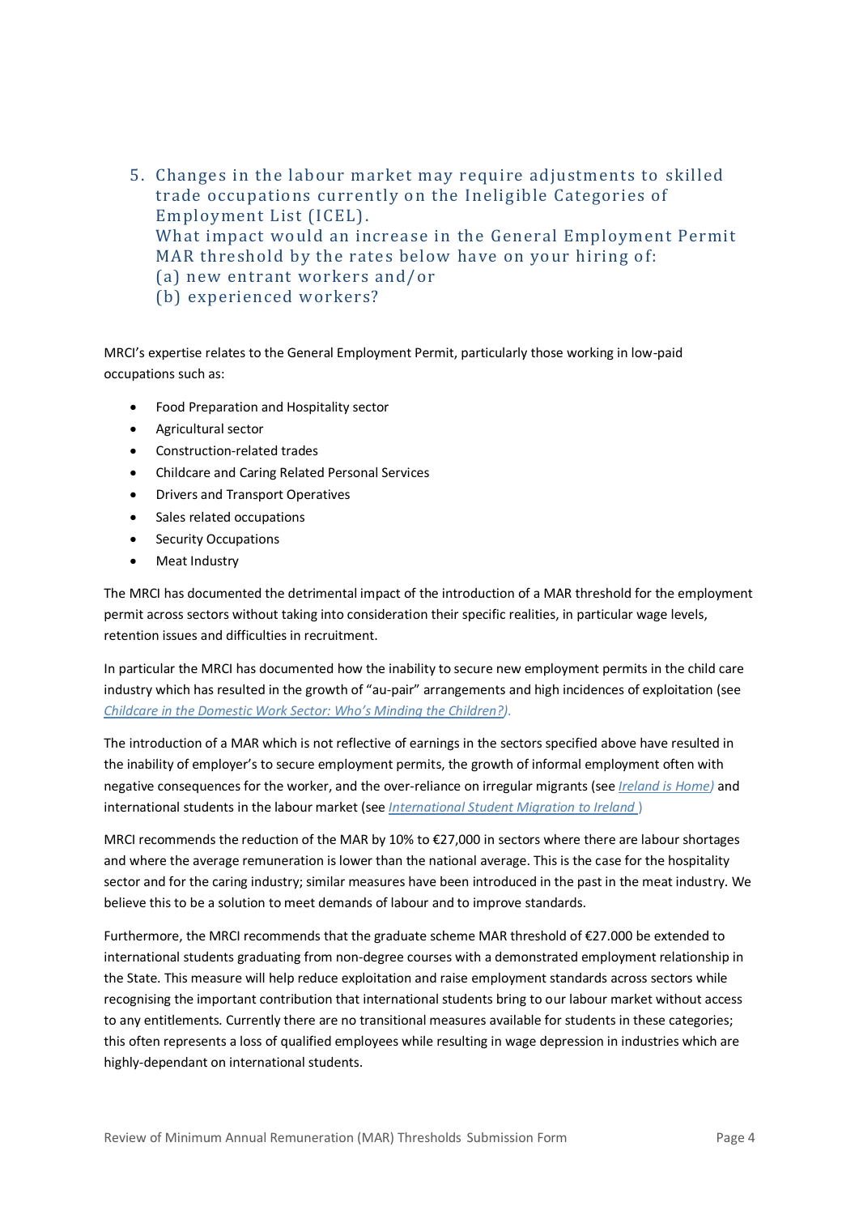5. Changes in the labour market may require adjustments to skilled trade occupations currently on the Ineligible Categories of Employment List (ICEL).
   What impact would an increase in the General Employment Permit MAR threshold by the rates below have on your hiring of:
   (a) new entrant workers and/or
   (b) experienced workers?

MRCI's expertise relates to the General Employment Permit, particularly those working in low-paid occupations such as:

- Food Preparation and Hospitality sector
- Agricultural sector
- Construction-related trades
- Childcare and Caring Related Personal Services
- Drivers and Transport Operatives
- Sales related occupations
- Security Occupations
- Meat Industry

The MRCI has documented the detrimental impact of the introduction of a MAR threshold for the employment permit across sectors without taking into consideration their specific realities, in particular wage levels, retention issues and difficulties in recruitment.

In particular the MRCI has documented how the inability to secure new employment permits in the child care industry which has resulted in the growth of "au-pair" arrangements and high incidences of exploitation (see *Childcare in the Domestic Work Sector: Who's Minding the Children?)*.

The introduction of a MAR which is not reflective of earnings in the sectors specified above have resulted in the inability of employer's to secure employment permits, the growth of informal employment often with negative consequences for the worker, and the over-reliance on irregular migrants (see *Ireland is Home)* and international students in the labour market (see *International Student Migration to Ireland* )

MRCI recommends the reduction of the MAR by 10% to €27,000 in sectors where there are labour shortages and where the average remuneration is lower than the national average. This is the case for the hospitality sector and for the caring industry; similar measures have been introduced in the past in the meat industry. We believe this to be a solution to meet demands of labour and to improve standards.

Furthermore, the MRCI recommends that the graduate scheme MAR threshold of €27.000 be extended to international students graduating from non-degree courses with a demonstrated employment relationship in the State. This measure will help reduce exploitation and raise employment standards across sectors while recognising the important contribution that international students bring to our labour market without access to any entitlements. Currently there are no transitional measures available for students in these categories; this often represents a loss of qualified employees while resulting in wage depression in industries which are highly-dependant on international students.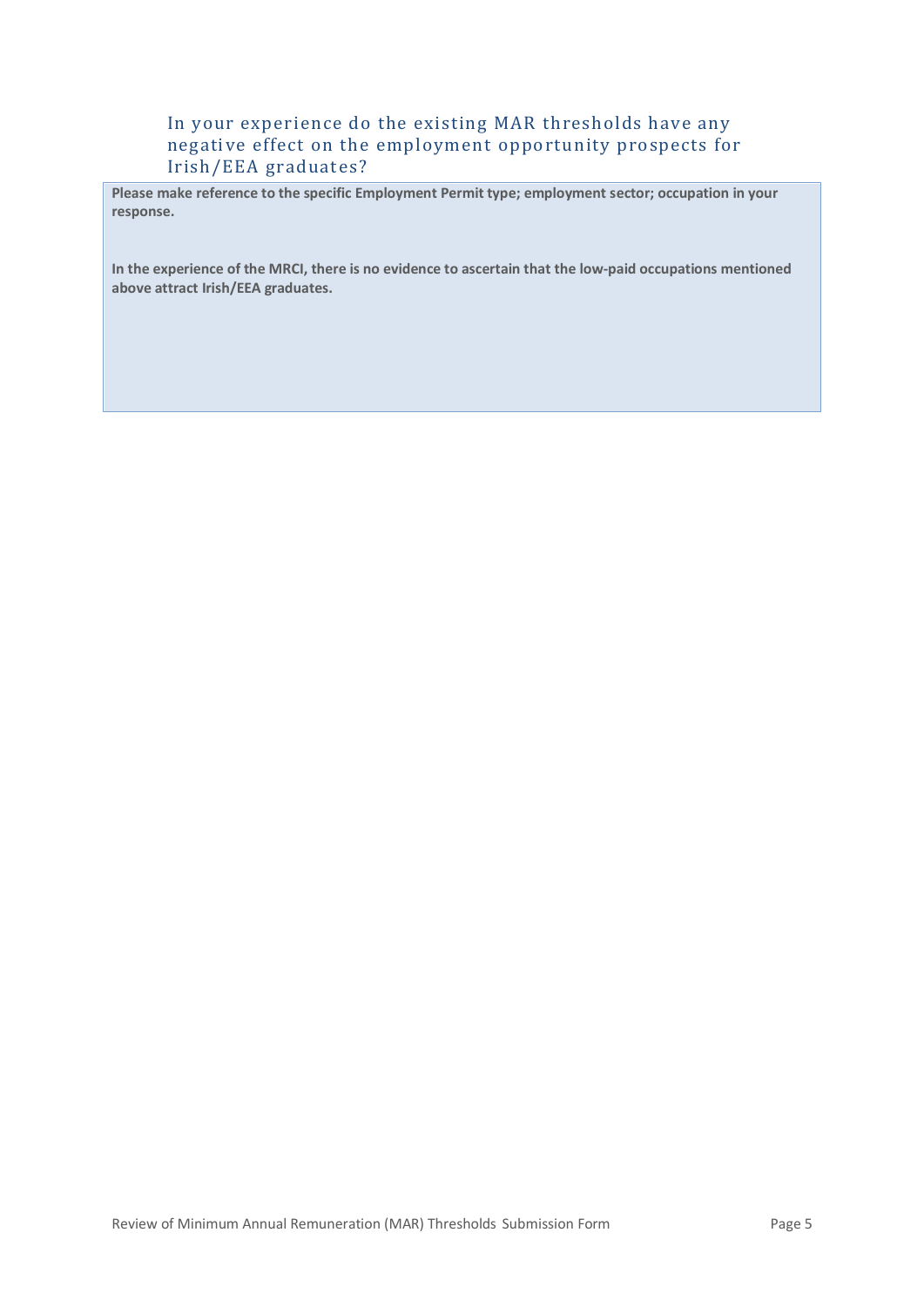### In your experience do the existing MAR thresholds have any negative effect on the employment opportunity prospects for Irish/EEA graduates?

**Please make reference to the specific Employment Permit type; employment sector; occupation in your response.**

**In the experience of the MRCI, there is no evidence to ascertain that the low-paid occupations mentioned above attract Irish/EEA graduates.**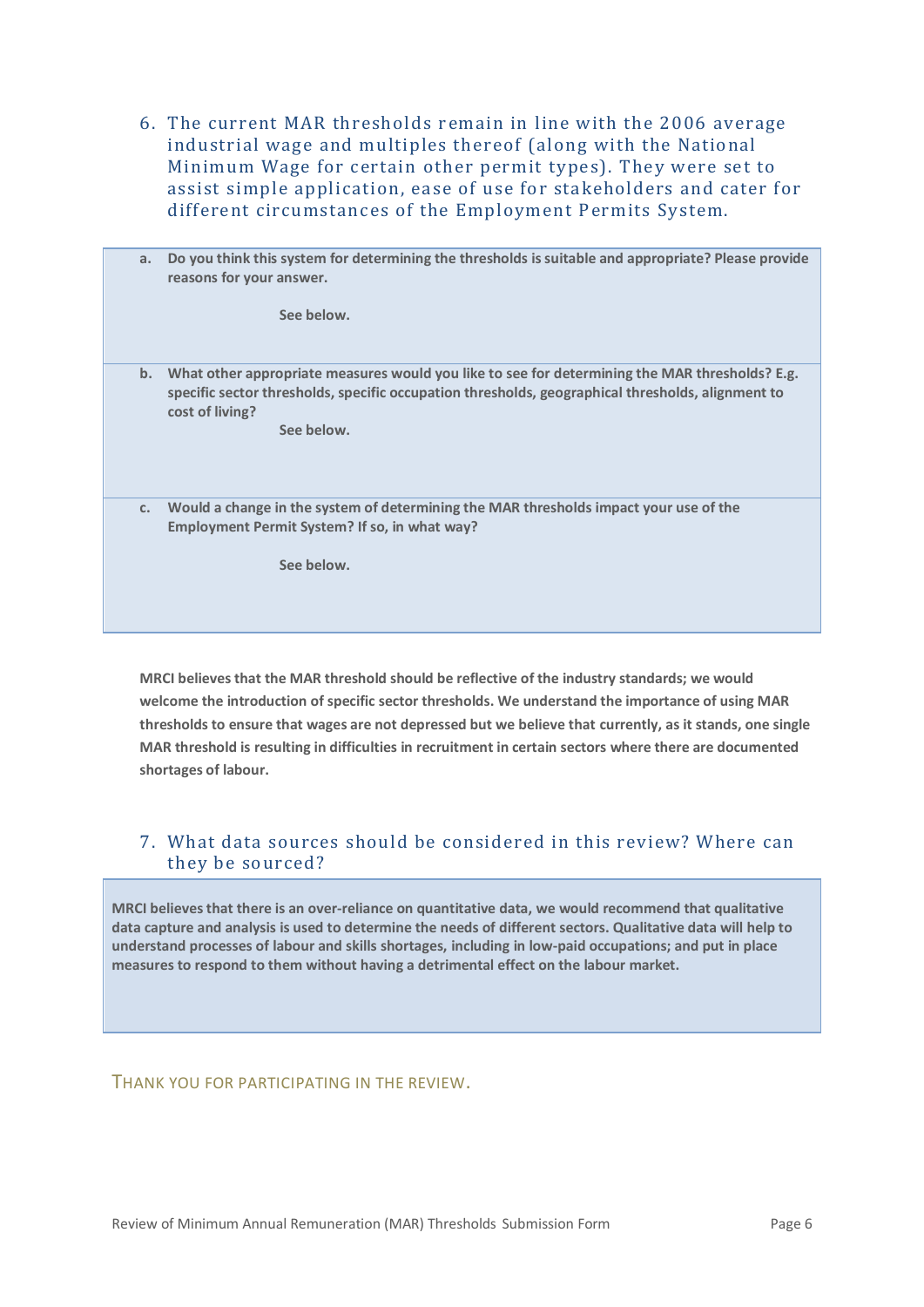## 6. The current MAR thresholds remain in line with the 2006 average industrial wage and multiples thereof (along with the National Minimum Wage for certain other permit types). They were set to assist simple application, ease of use for stakeholders and cater for different circumstances of the Employment Permits System.

**a. Do you think this system for determining the thresholds is suitable and appropriate? Please provide reasons for your answer.**

**See below.**

**b. What other appropriate measures would you like to see for determining the MAR thresholds? E.g. specific sector thresholds, specific occupation thresholds, geographical thresholds, alignment to cost of living?**

**See below.**

**c. Would a change in the system of determining the MAR thresholds impact your use of the Employment Permit System? If so, in what way?**

**See below.**

**MRCI believes that the MAR threshold should be reflective of the industry standards; we would welcome the introduction of specific sector thresholds. We understand the importance of using MAR thresholds to ensure that wages are not depressed but we believe that currently, as it stands, one single MAR threshold is resulting in difficulties in recruitment in certain sectors where there are documented shortages of labour.**

## 7. What data sources should be considered in this review? Where can they be sourced?

**MRCI believes that there is an over-reliance on quantitative data, we would recommend that qualitative data capture and analysis is used to determine the needs of different sectors. Qualitative data will help to understand processes of labour and skills shortages, including in low-paid occupations; and put in place measures to respond to them without having a detrimental effect on the labour market.**

THANK YOU FOR PARTICIPATING IN THE REVIEW.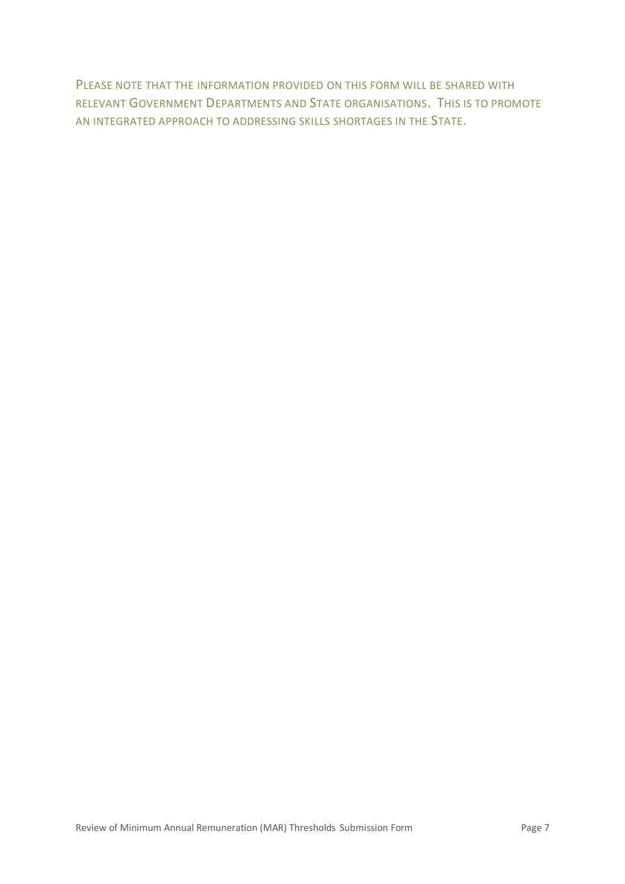PLEASE NOTE THAT THE INFORMATION PROVIDED ON THIS FORM WILL BE SHARED WITH RELEVANT GOVERNMENT DEPARTMENTS AND STATE ORGANISATIONS. THIS IS TO PROMOTE AN INTEGRATED APPROACH TO ADDRESSING SKILLS SHORTAGES IN THE STATE.